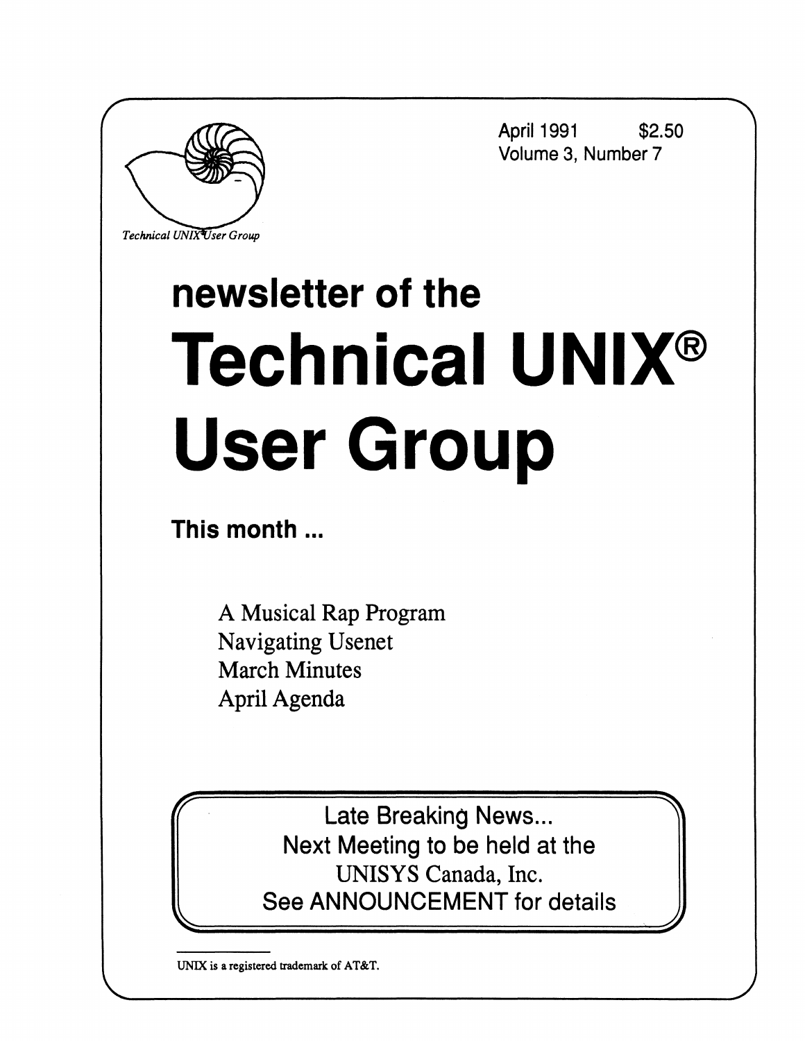Technical UNIX User Group

April 1991 $2.50
Volume 3, Number 7

# newsletter of the

# Technical UNIX® User Group

**This month ...**

A Musical Rap Program
Navigating Usenet
March Minutes
April Agenda

Late Breaking News...
Next Meeting to be held at the
UNISYS Canada, Inc.
See ANNOUNCEMENT for details

---

UNIX is a registered trademark of AT&T.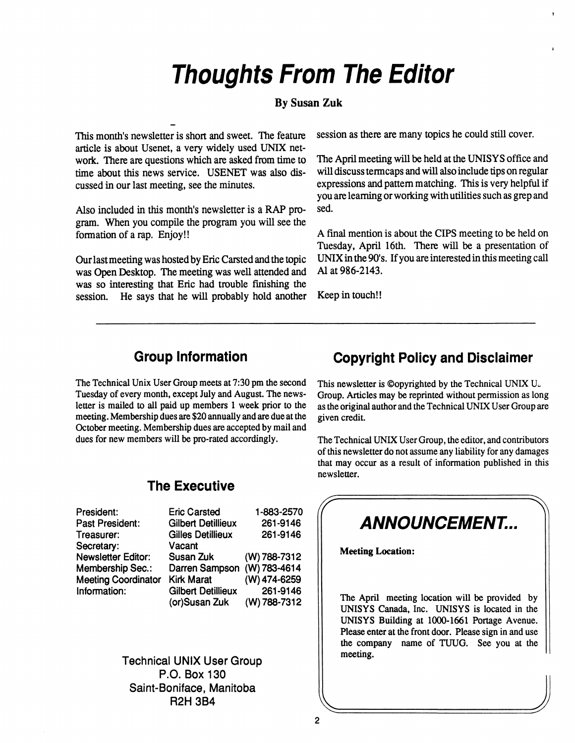# Thoughts From The Editor

**By Susan Zuk**

This month's newsletter is short and sweet. The feature article is about Usenet, a very widely used UNIX network. There are questions which are asked from time to time about this news service. USENET was also discussed in our last meeting, see the minutes.

Also included in this month's newsletter is a RAP program. When you compile the program you will see the formation of a rap. Enjoy!!

Our last meeting was hosted by Eric Carsted and the topic was Open Desktop. The meeting was well attended and was so interesting that Eric had trouble finishing the session. He says that he will probably hold another session as there are many topics he could still cover.

The April meeting will be held at the UNISYS office and will discuss termcaps and will also include tips on regular expressions and pattern matching. This is very helpful if you are learning or working with utilities such as grep and sed.

A final mention is about the CIPS meeting to be held on Tuesday, April 16th. There will be a presentation of UNIX in the 90's. If you are interested in this meeting call Al at 986-2143.

Keep in touch!!

---

## Group Information

The Technical Unix User Group meets at 7:30 pm the second Tuesday of every month, except July and August. The newsletter is mailed to all paid up members 1 week prior to the meeting. Membership dues are $20 annually and are due at the October meeting. Membership dues are accepted by mail and dues for new members will be pro-rated accordingly.

## The Executive

| | | |
|---|---|---|
| President: | Eric Carsted | 1-883-2570 |
| Past President: | Gilbert Detillieux | 261-9146 |
| Treasurer: | Gilles Detillieux | 261-9146 |
| Secretary: | Vacant | |
| Newsletter Editor: | Susan Zuk | (W) 788-7312 |
| Membership Sec.: | Darren Sampson | (W) 783-4614 |
| Meeting Coordinator | Kirk Marat | (W) 474-6259 |
| Information: | Gilbert Detillieux | 261-9146 |
| | (or)Susan Zuk | (W) 788-7312 |

Technical UNIX User Group
P.O. Box 130
Saint-Boniface, Manitoba
R2H 3B4

## Copyright Policy and Disclaimer

This newsletter is ©opyrighted by the Technical UNIX User Group. Articles may be reprinted without permission as long as the original author and the Technical UNIX User Group are given credit.

The Technical UNIX User Group, the editor, and contributors of this newsletter do not assume any liability for any damages that may occur as a result of information published in this newsletter.

## *ANNOUNCEMENT...*

**Meeting Location:**

The April meeting location will be provided by UNISYS Canada, Inc. UNISYS is located in the UNISYS Building at 1000-1661 Portage Avenue. Please enter at the front door. Please sign in and use the company name of TUUG. See you at the meeting.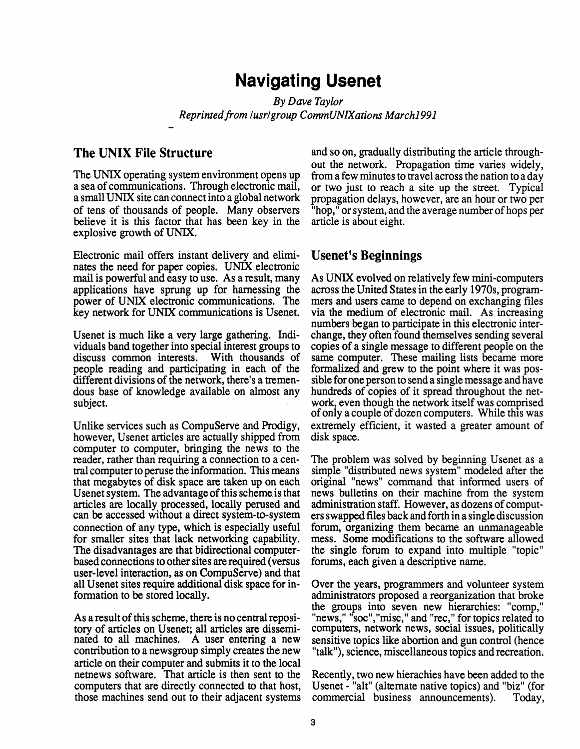# Navigating Usenet

*By Dave Taylor*
*Reprinted from /usr/group CommUNIXations March1991*

## The UNIX File Structure

The UNIX operating system environment opens up a sea of communications. Through electronic mail, a small UNIX site can connect into a global network of tens of thousands of people. Many observers believe it is this factor that has been key in the explosive growth of UNIX.

Electronic mail offers instant delivery and eliminates the need for paper copies. UNIX electronic mail is powerful and easy to use. As a result, many applications have sprung up for harnessing the power of UNIX electronic communications. The key network for UNIX communications is Usenet.

Usenet is much like a very large gathering. Individuals band together into special interest groups to discuss common interests. With thousands of people reading and participating in each of the different divisions of the network, there's a tremendous base of knowledge available on almost any subject.

Unlike services such as CompuServe and Prodigy, however, Usenet articles are actually shipped from computer to computer, bringing the news to the reader, rather than requiring a connection to a central computer to peruse the information. This means that megabytes of disk space are taken up on each Usenet system. The advantage of this scheme is that articles are locally processed, locally perused and can be accessed without a direct system-to-system connection of any type, which is especially useful for smaller sites that lack networking capability. The disadvantages are that bidirectional computer-based connections to other sites are required (versus user-level interaction, as on CompuServe) and that all Usenet sites require additional disk space for information to be stored locally.

As a result of this scheme, there is no central repository of articles on Usenet; all articles are disseminated to all machines. A user entering a new contribution to a newsgroup simply creates the new article on their computer and submits it to the local netnews software. That article is then sent to the computers that are directly connected to that host, those machines send out to their adjacent systems and so on, gradually distributing the article throughout the network. Propagation time varies widely, from a few minutes to travel across the nation to a day or two just to reach a site up the street. Typical propagation delays, however, are an hour or two per "hop," or system, and the average number of hops per article is about eight.

## Usenet's Beginnings

As UNIX evolved on relatively few mini-computers across the United States in the early 1970s, programmers and users came to depend on exchanging files via the medium of electronic mail. As increasing numbers began to participate in this electronic interchange, they often found themselves sending several copies of a single message to different people on the same computer. These mailing lists became more formalized and grew to the point where it was possible for one person to send a single message and have hundreds of copies of it spread throughout the network, even though the network itself was comprised of only a couple of dozen computers. While this was extremely efficient, it wasted a greater amount of disk space.

The problem was solved by beginning Usenet as a simple "distributed news system" modeled after the original "news" command that informed users of news bulletins on their machine from the system administration staff. However, as dozens of computers swapped files back and forth in a single discussion forum, organizing them became an unmanageable mess. Some modifications to the software allowed the single forum to expand into multiple "topic" forums, each given a descriptive name.

Over the years, programmers and volunteer system administrators proposed a reorganization that broke the groups into seven new hierarchies: "comp," "news," "soc","misc," and "rec," for topics related to computers, network news, social issues, politically sensitive topics like abortion and gun control (hence "talk"), science, miscellaneous topics and recreation.

Recently, two new hierachies have been added to the Usenet - "alt" (alternate native topics) and "biz" (for commercial business announcements). Today,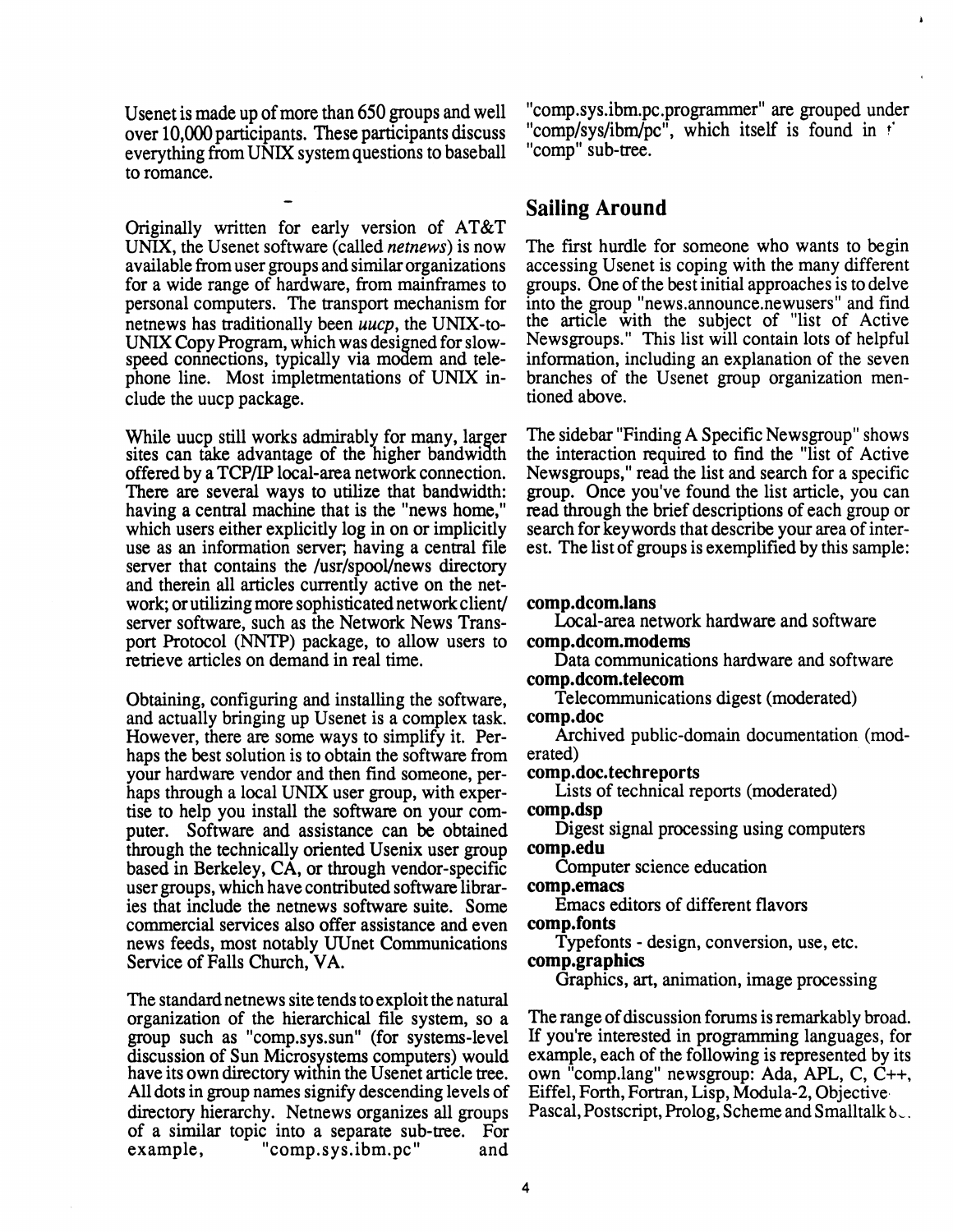Usenet is made up of more than 650 groups and well over 10,000 participants. These participants discuss everything from UNIX system questions to baseball to romance.

-

Originally written for early version of AT&T UNIX, the Usenet software (called *netnews*) is now available from user groups and similar organizations for a wide range of hardware, from mainframes to personal computers. The transport mechanism for netnews has traditionally been *uucp*, the UNIX-to-UNIX Copy Program, which was designed for slow-speed connections, typically via modem and telephone line. Most impletmentations of UNIX include the uucp package.

While uucp still works admirably for many, larger sites can take advantage of the higher bandwidth offered by a TCP/IP local-area network connection. There are several ways to utilize that bandwidth: having a central machine that is the "news home," which users either explicitly log in on or implicitly use as an information server; having a central file server that contains the /usr/spool/news directory and therein all articles currently active on the network; or utilizing more sophisticated network client/server software, such as the Network News Transport Protocol (NNTP) package, to allow users to retrieve articles on demand in real time.

Obtaining, configuring and installing the software, and actually bringing up Usenet is a complex task. However, there are some ways to simplify it. Perhaps the best solution is to obtain the software from your hardware vendor and then find someone, perhaps through a local UNIX user group, with expertise to help you install the software on your computer. Software and assistance can be obtained through the technically oriented Usenix user group based in Berkeley, CA, or through vendor-specific user groups, which have contributed software libraries that include the netnews software suite. Some commercial services also offer assistance and even news feeds, most notably UUnet Communications Service of Falls Church, VA.

The standard netnews site tends to exploit the natural organization of the hierarchical file system, so a group such as "comp.sys.sun" (for systems-level discussion of Sun Microsystems computers) would have its own directory within the Usenet article tree. All dots in group names signify descending levels of directory hierarchy. Netnews organizes all groups of a similar topic into a separate sub-tree. For example, "comp.sys.ibm.pc" and "comp.sys.ibm.pc.programmer" are grouped under "comp/sys/ibm/pc", which itself is found in the "comp" sub-tree.

## Sailing Around

The first hurdle for someone who wants to begin accessing Usenet is coping with the many different groups. One of the best initial approaches is to delve into the group "news.announce.newusers" and find the article with the subject of "list of Active Newsgroups." This list will contain lots of helpful information, including an explanation of the seven branches of the Usenet group organization mentioned above.

The sidebar "Finding A Specific Newsgroup" shows the interaction required to find the "list of Active Newsgroups," read the list and search for a specific group. Once you've found the list article, you can read through the brief descriptions of each group or search for keywords that describe your area of interest. The list of groups is exemplified by this sample:

**comp.dcom.lans**
Local-area network hardware and software
**comp.dcom.modems**
Data communications hardware and software
**comp.dcom.telecom**
Telecommunications digest (moderated)
**comp.doc**
Archived public-domain documentation (moderated)
**comp.doc.techreports**
Lists of technical reports (moderated)
**comp.dsp**
Digest signal processing using computers
**comp.edu**
Computer science education
**comp.emacs**
Emacs editors of different flavors
**comp.fonts**
Typefonts - design, conversion, use, etc.
**comp.graphics**
Graphics, art, animation, image processing

The range of discussion forums is remarkably broad. If you're interested in programming languages, for example, each of the following is represented by its own "comp.lang" newsgroup: Ada, APL, C, C++, Eiffel, Forth, Fortran, Lisp, Modula-2, Objective Pascal, Postscript, Prolog, Scheme and Smalltalk 8...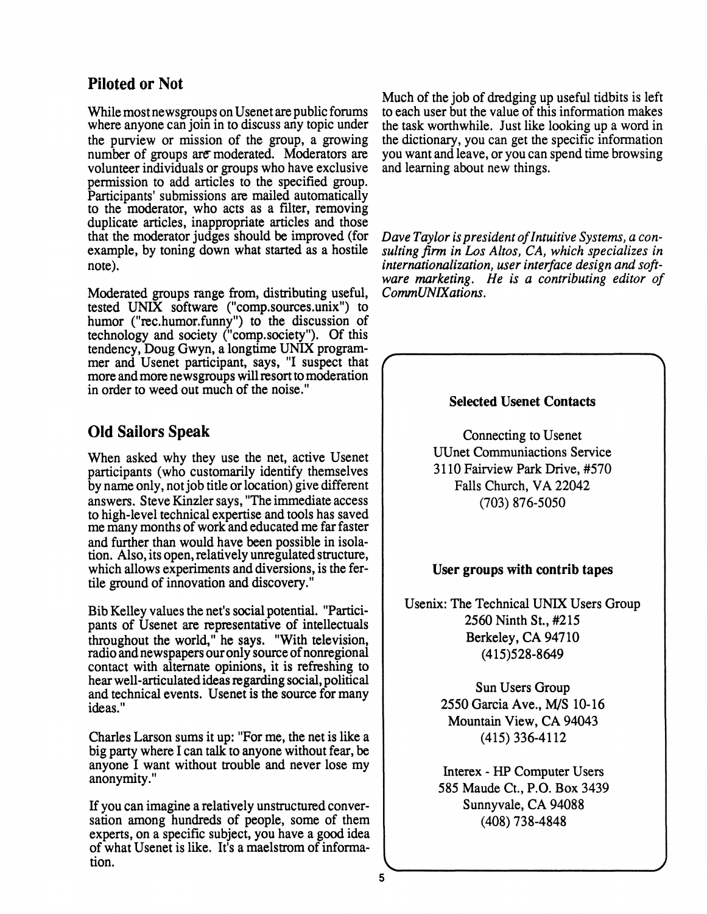## Piloted or Not

While most newsgroups on Usenet are public forums where anyone can join in to discuss any topic under the purview or mission of the group, a growing number of groups are moderated. Moderators are volunteer individuals or groups who have exclusive permission to add articles to the specified group. Participants' submissions are mailed automatically to the moderator, who acts as a filter, removing duplicate articles, inappropriate articles and those that the moderator judges should be improved (for example, by toning down what started as a hostile note).

Moderated groups range from, distributing useful, tested UNIX software ("comp.sources.unix") to humor ("rec.humor.funny") to the discussion of technology and society ("comp.society"). Of this tendency, Doug Gwyn, a longtime UNIX programmer and Usenet participant, says, "I suspect that more and more newsgroups will resort to moderation in order to weed out much of the noise."

## Old Sailors Speak

When asked why they use the net, active Usenet participants (who customarily identify themselves by name only, not job title or location) give different answers. Steve Kinzler says, "The immediate access to high-level technical expertise and tools has saved me many months of work and educated me far faster and further than would have been possible in isolation. Also, its open, relatively unregulated structure, which allows experiments and diversions, is the fertile ground of innovation and discovery."

Bib Kelley values the net's social potential. "Participants of Usenet are representative of intellectuals throughout the world," he says. "With television, radio and newspapers our only source of nonregional contact with alternate opinions, it is refreshing to hear well-articulated ideas regarding social, political and technical events. Usenet is the source for many ideas."

Charles Larson sums it up: "For me, the net is like a big party where I can talk to anyone without fear, be anyone I want without trouble and never lose my anonymity."

If you can imagine a relatively unstructured conversation among hundreds of people, some of them experts, on a specific subject, you have a good idea of what Usenet is like. It's a maelstrom of information.

Much of the job of dredging up useful tidbits is left to each user but the value of this information makes the task worthwhile. Just like looking up a word in the dictionary, you can get the specific information you want and leave, or you can spend time browsing and learning about new things.

*Dave Taylor is president of Intuitive Systems, a consulting firm in Los Altos, CA, which specializes in internationalization, user interface design and software marketing. He is a contributing editor of CommUNIXations.*

**Selected Usenet Contacts**

Connecting to Usenet
UUnet Communiactions Service
3110 Fairview Park Drive, #570
Falls Church, VA 22042
(703) 876-5050

**User groups with contrib tapes**

Usenix: The Technical UNIX Users Group
2560 Ninth St., #215
Berkeley, CA 94710
(415)528-8649

Sun Users Group
2550 Garcia Ave., M/S 10-16
Mountain View, CA 94043
(415) 336-4112

Interex - HP Computer Users
585 Maude Ct., P.O. Box 3439
Sunnyvale, CA 94088
(408) 738-4848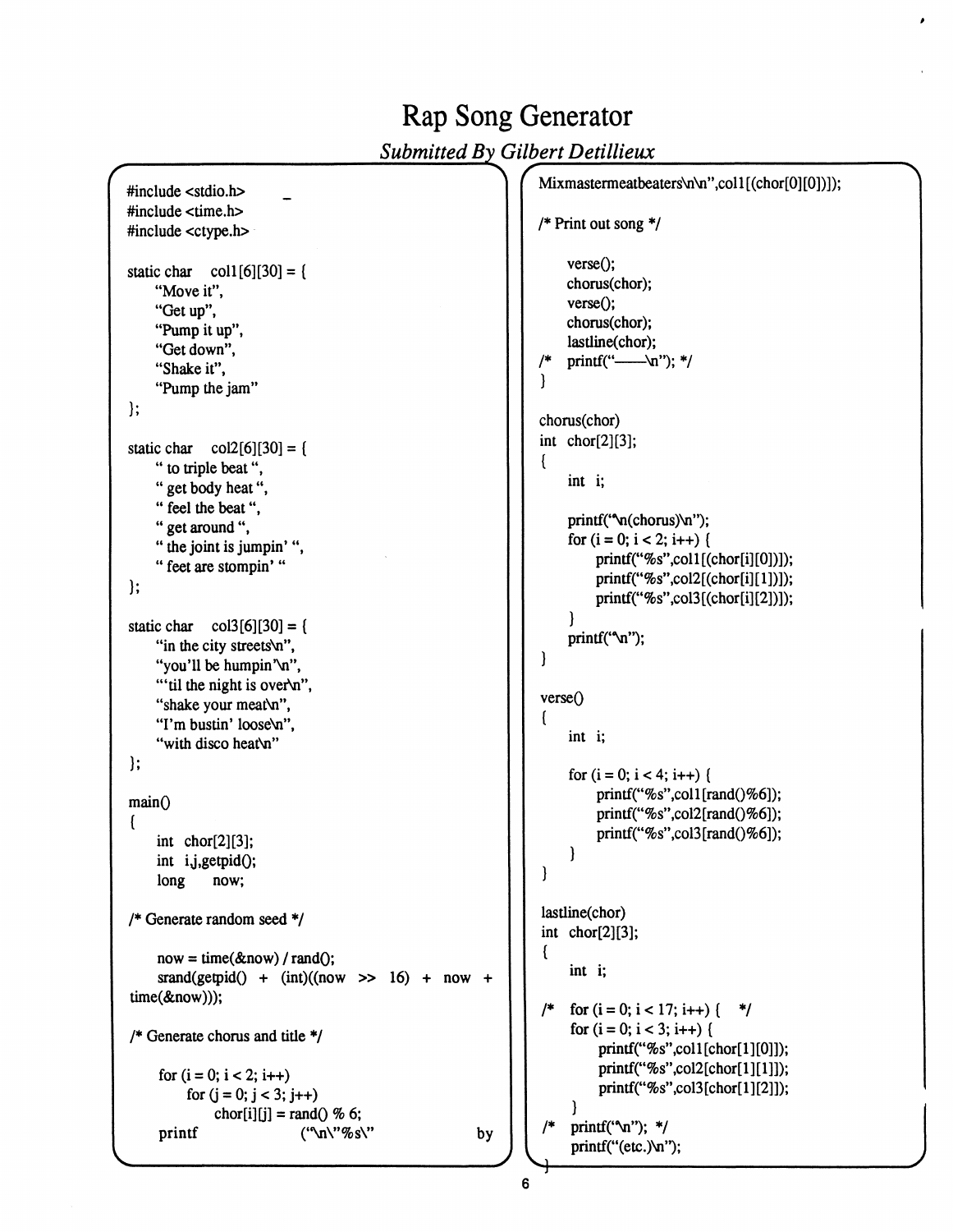# Rap Song Generator

*Submitted By Gilbert Detillieux*

```c
#include <stdio.h>
#include <time.h>
#include <ctype.h>

static char   col1[6][30] = {
     "Move it",
     "Get up",
     "Pump it up",
     "Get down",
     "Shake it",
     "Pump the jam"
};

static char   col2[6][30] = {
     " to triple beat ",
     " get body heat ",
     " feel the beat ",
     " get around ",
     " the joint is jumpin' ",
     " feet are stompin' "
};

static char   col3[6][30] = {
     "in the city streets\n",
     "you'll be humpin'\n",
     "'til the night is over\n",
     "shake your meat\n",
     "I'm bustin' loose\n",
     "with disco heat\n"
};

main()
{
     int  chor[2][3];
     int  i,j,getpid();
     long      now;

/* Generate random seed */

     now = time(&now) / rand();
     srand(getpid() + (int)((now >> 16) + now + time(&now)));

/* Generate chorus and title */

     for (i = 0; i < 2; i++)
          for (j = 0; j < 3; j++)
               chor[i][j] = rand() % 6;
     printf              ("\n\"%s\"                    by
Mixmastermeatbeaters\n\n",col1[(chor[0][0])]);

/* Print out song */

     verse();
     chorus(chor);
     verse();
     chorus(chor);
     lastline(chor);
/*   printf("——\n"); */
}

chorus(chor)
int  chor[2][3];
{
     int  i;

     printf("\n(chorus)\n");
     for (i = 0; i < 2; i++) {
          printf("%s",col1[(chor[i][0])]);
          printf("%s",col2[(chor[i][1])]);
          printf("%s",col3[(chor[i][2])]);
     }
     printf("\n");
}

verse()
{
     int  i;

     for (i = 0; i < 4; i++) {
          printf("%s",col1[rand()%6]);
          printf("%s",col2[rand()%6]);
          printf("%s",col3[rand()%6]);
     }
}

lastline(chor)
int  chor[2][3];
{
     int  i;

/*   for (i = 0; i < 17; i++) {   */
     for (i = 0; i < 3; i++) {
          printf("%s",col1[chor[1][0]]);
          printf("%s",col2[chor[1][1]]);
          printf("%s",col3[chor[1][2]]);
     }
/*   printf("\n"); */
     printf("(etc.)\n");
}
```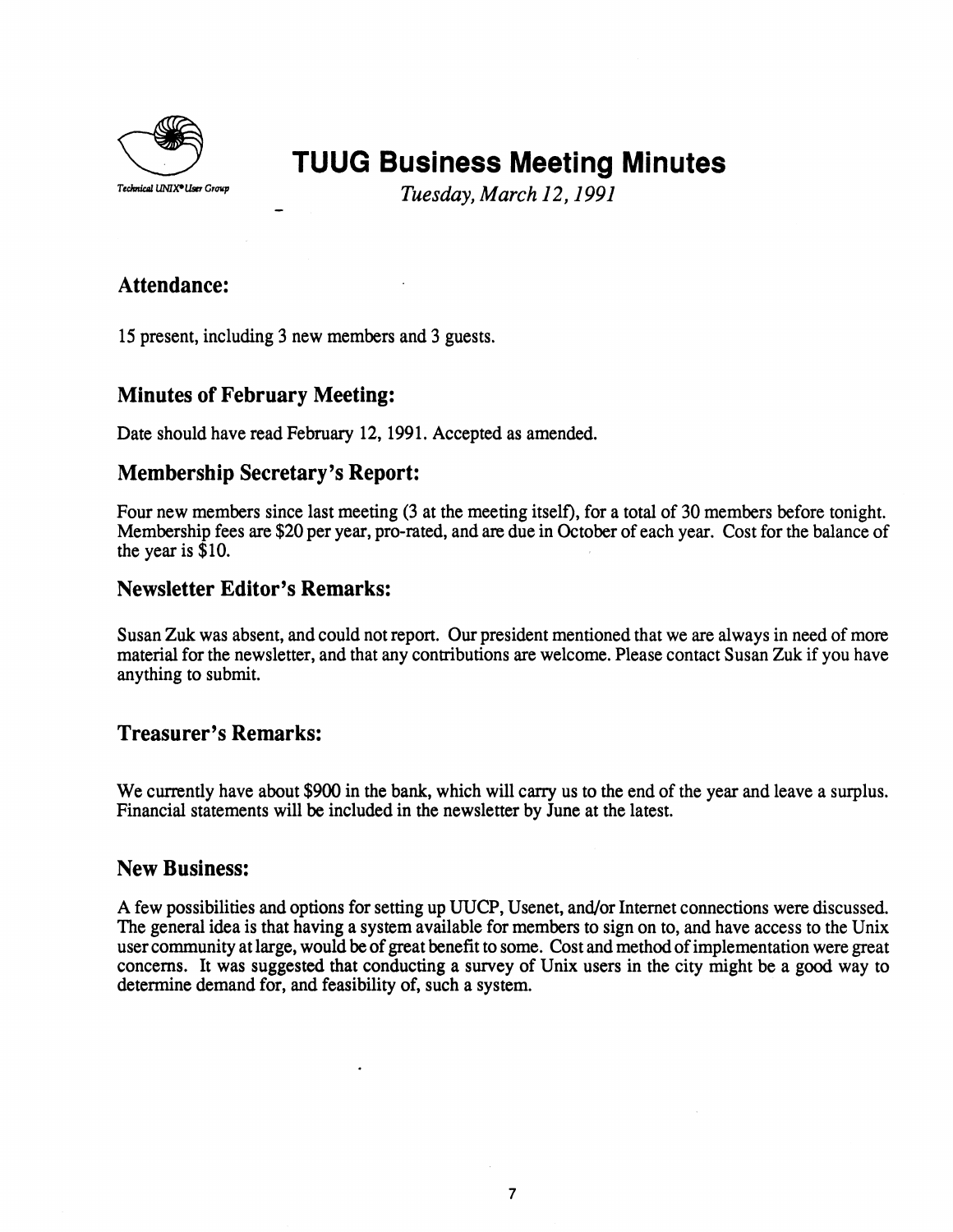Technical UNIX® User Group

# TUUG Business Meeting Minutes

*Tuesday, March 12, 1991*

## Attendance:

15 present, including 3 new members and 3 guests.

## Minutes of February Meeting:

Date should have read February 12, 1991. Accepted as amended.

## Membership Secretary's Report:

Four new members since last meeting (3 at the meeting itself), for a total of 30 members before tonight. Membership fees are $20 per year, pro-rated, and are due in October of each year. Cost for the balance of the year is $10.

## Newsletter Editor's Remarks:

Susan Zuk was absent, and could not report. Our president mentioned that we are always in need of more material for the newsletter, and that any contributions are welcome. Please contact Susan Zuk if you have anything to submit.

## Treasurer's Remarks:

We currently have about $900 in the bank, which will carry us to the end of the year and leave a surplus. Financial statements will be included in the newsletter by June at the latest.

## New Business:

A few possibilities and options for setting up UUCP, Usenet, and/or Internet connections were discussed. The general idea is that having a system available for members to sign on to, and have access to the Unix user community at large, would be of great benefit to some. Cost and method of implementation were great concerns. It was suggested that conducting a survey of Unix users in the city might be a good way to determine demand for, and feasibility of, such a system.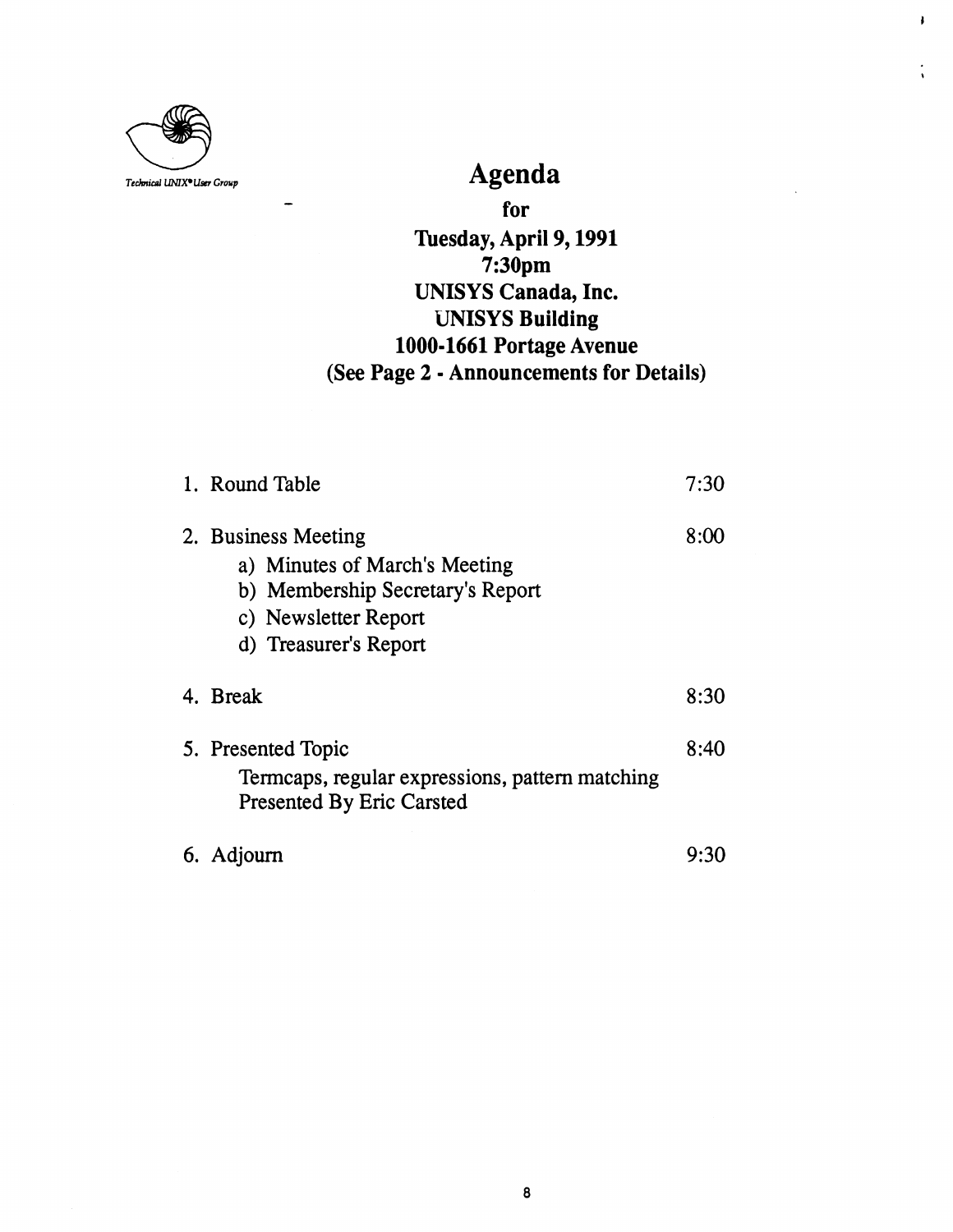Technical UNIX® User Group

# Agenda

**for**

**Tuesday, April 9, 1991**

**7:30pm**

**UNISYS Canada, Inc.**

**UNISYS Building**

**1000-1661 Portage Avenue**

**(See Page 2 - Announcements for Details)**

| | |
|---|---|
| 1. Round Table | 7:30 |
| 2. Business Meeting | 8:00 |
| a) Minutes of March's Meeting | |
| b) Membership Secretary's Report | |
| c) Newsletter Report | |
| d) Treasurer's Report | |
| 4. Break | 8:30 |
| 5. Presented Topic | 8:40 |
| Termcaps, regular expressions, pattern matching<br>Presented By Eric Carsted | |
| 6. Adjourn | 9:30 |